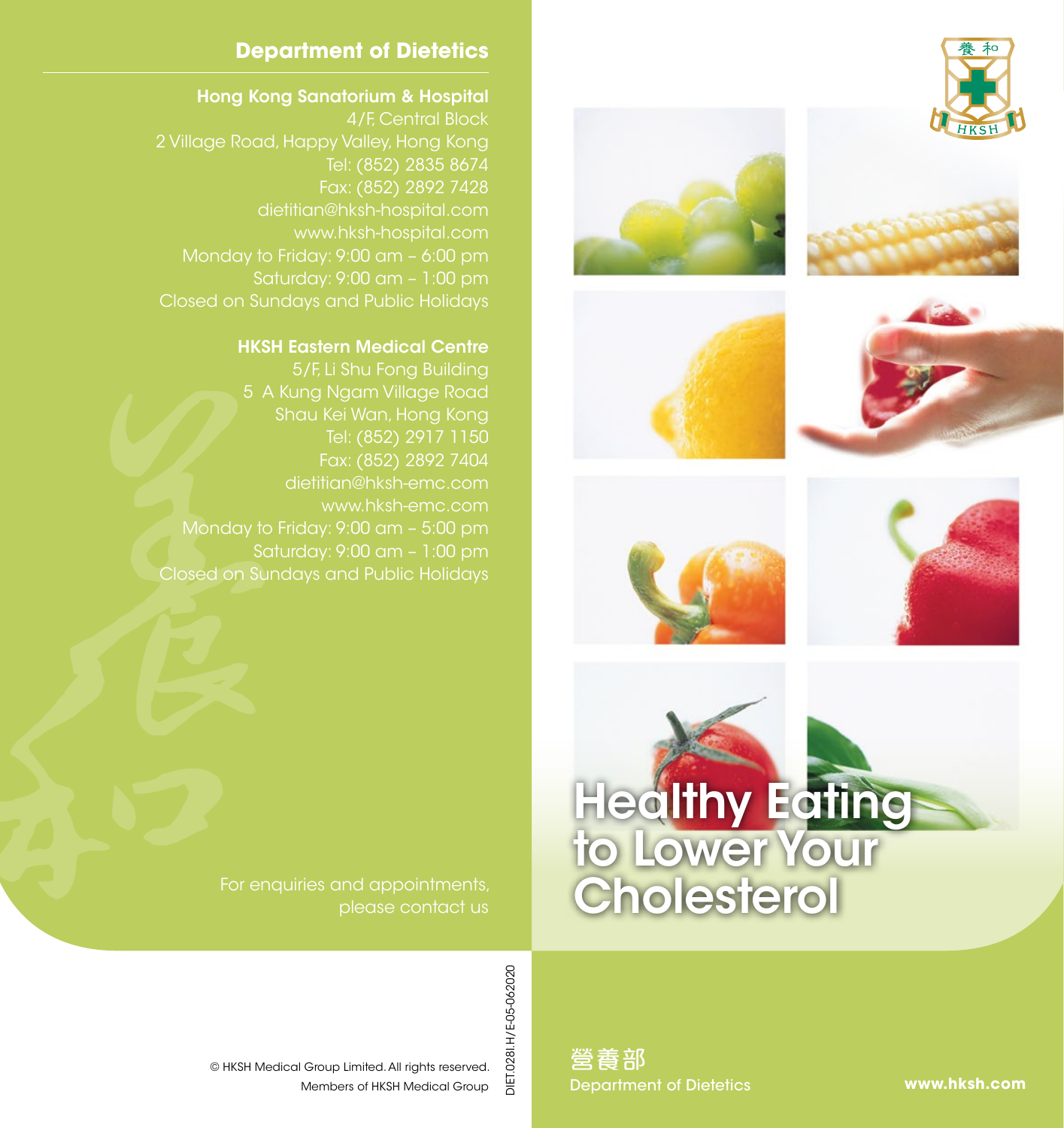## Department of Dietetics

**Hong Kong Sanatorium & Hospital**
4/F, Central Block
2 Village Road, Happy Valley, Hong Kong
Tel: (852) 2835 8674
Fax: (852) 2892 7428
dietitian@hksh-hospital.com
www.hksh-hospital.com
Monday to Friday: 9:00 am – 6:00 pm
Saturday: 9:00 am – 1:00 pm
Closed on Sundays and Public Holidays

**HKSH Eastern Medical Centre**
5/F, Li Shu Fong Building
5 A Kung Ngam Village Road
Shau Kei Wan, Hong Kong
Tel: (852) 2917 1150
Fax: (852) 2892 7404
dietitian@hksh-emc.com
www.hksh-emc.com
Monday to Friday: 9:00 am – 5:00 pm
Saturday: 9:00 am – 1:00 pm
Closed on Sundays and Public Holidays

For enquiries and appointments, please contact us

© HKSH Medical Group Limited. All rights reserved.
Members of HKSH Medical Group

DIET.028I.H/E-05-062020

# Healthy Eating to Lower Your Cholesterol

營養部
Department of Dietetics

**www.hksh.com**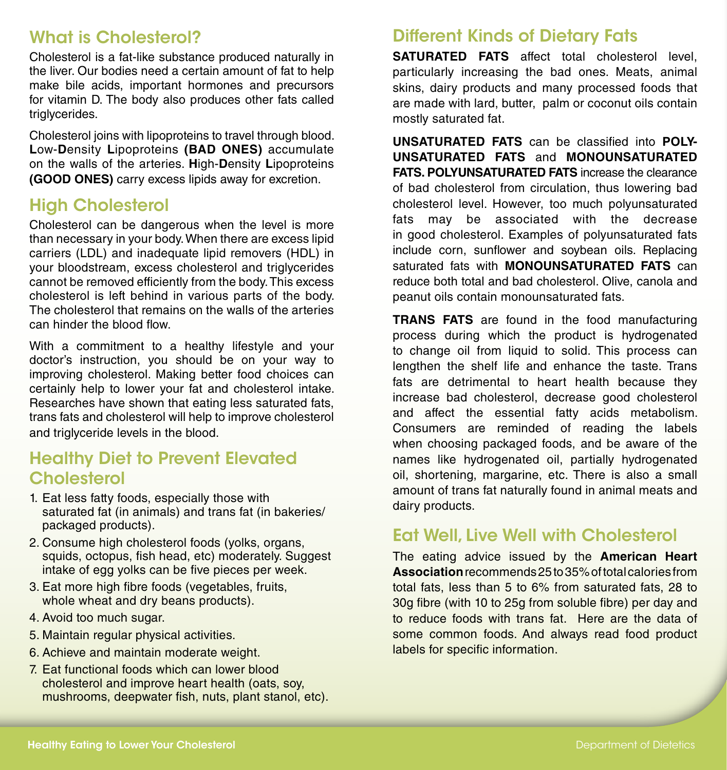## What is Cholesterol?

Cholesterol is a fat-like substance produced naturally in the liver. Our bodies need a certain amount of fat to help make bile acids, important hormones and precursors for vitamin D. The body also produces other fats called triglycerides.

Cholesterol joins with lipoproteins to travel through blood. **L**ow-**D**ensity **L**ipoproteins **(BAD ONES)** accumulate on the walls of the arteries. **H**igh-**D**ensity **L**ipoproteins **(GOOD ONES)** carry excess lipids away for excretion.

## High Cholesterol

Cholesterol can be dangerous when the level is more than necessary in your body. When there are excess lipid carriers (LDL) and inadequate lipid removers (HDL) in your bloodstream, excess cholesterol and triglycerides cannot be removed efficiently from the body. This excess cholesterol is left behind in various parts of the body. The cholesterol that remains on the walls of the arteries can hinder the blood flow.

With a commitment to a healthy lifestyle and your doctor's instruction, you should be on your way to improving cholesterol. Making better food choices can certainly help to lower your fat and cholesterol intake. Researches have shown that eating less saturated fats, trans fats and cholesterol will help to improve cholesterol and triglyceride levels in the blood.

## Healthy Diet to Prevent Elevated Cholesterol

1. Eat less fatty foods, especially those with saturated fat (in animals) and trans fat (in bakeries/ packaged products).
2. Consume high cholesterol foods (yolks, organs, squids, octopus, fish head, etc) moderately. Suggest intake of egg yolks can be five pieces per week.
3. Eat more high fibre foods (vegetables, fruits, whole wheat and dry beans products).
4. Avoid too much sugar.
5. Maintain regular physical activities.
6. Achieve and maintain moderate weight.
7. Eat functional foods which can lower blood cholesterol and improve heart health (oats, soy, mushrooms, deepwater fish, nuts, plant stanol, etc).

## Different Kinds of Dietary Fats

**SATURATED FATS** affect total cholesterol level, particularly increasing the bad ones. Meats, animal skins, dairy products and many processed foods that are made with lard, butter, palm or coconut oils contain mostly saturated fat.

**UNSATURATED FATS** can be classified into **POLY-UNSATURATED FATS** and **MONOUNSATURATED FATS. POLYUNSATURATED FATS** increase the clearance of bad cholesterol from circulation, thus lowering bad cholesterol level. However, too much polyunsaturated fats may be associated with the decrease in good cholesterol. Examples of polyunsaturated fats include corn, sunflower and soybean oils. Replacing saturated fats with **MONOUNSATURATED FATS** can reduce both total and bad cholesterol. Olive, canola and peanut oils contain monounsaturated fats.

**TRANS FATS** are found in the food manufacturing process during which the product is hydrogenated to change oil from liquid to solid. This process can lengthen the shelf life and enhance the taste. Trans fats are detrimental to heart health because they increase bad cholesterol, decrease good cholesterol and affect the essential fatty acids metabolism. Consumers are reminded of reading the labels when choosing packaged foods, and be aware of the names like hydrogenated oil, partially hydrogenated oil, shortening, margarine, etc. There is also a small amount of trans fat naturally found in animal meats and dairy products.

## Eat Well, Live Well with Cholesterol

The eating advice issued by the **American Heart Association** recommends 25 to 35% of total calories from total fats, less than 5 to 6% from saturated fats, 28 to 30g fibre (with 10 to 25g from soluble fibre) per day and to reduce foods with trans fat. Here are the data of some common foods. And always read food product labels for specific information.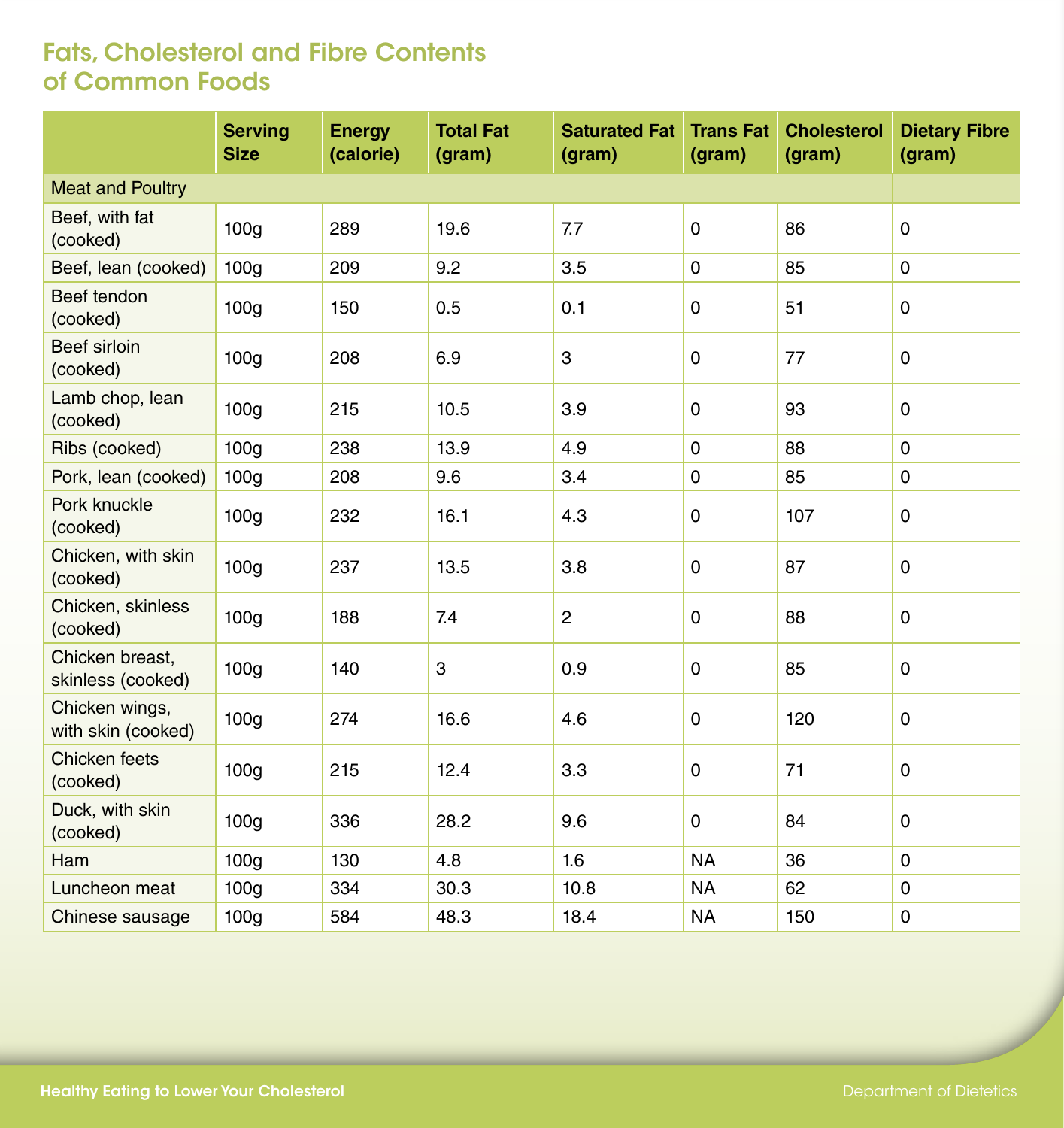## Fats, Cholesterol and Fibre Contents of Common Foods

| | Serving Size | Energy (calorie) | Total Fat (gram) | Saturated Fat (gram) | Trans Fat (gram) | Cholesterol (gram) | Dietary Fibre (gram) |
|---|---|---|---|---|---|---|---|
| Meat and Poultry | | | | | | | |
| Beef, with fat (cooked) | 100g | 289 | 19.6 | 7.7 | 0 | 86 | 0 |
| Beef, lean (cooked) | 100g | 209 | 9.2 | 3.5 | 0 | 85 | 0 |
| Beef tendon (cooked) | 100g | 150 | 0.5 | 0.1 | 0 | 51 | 0 |
| Beef sirloin (cooked) | 100g | 208 | 6.9 | 3 | 0 | 77 | 0 |
| Lamb chop, lean (cooked) | 100g | 215 | 10.5 | 3.9 | 0 | 93 | 0 |
| Ribs (cooked) | 100g | 238 | 13.9 | 4.9 | 0 | 88 | 0 |
| Pork, lean (cooked) | 100g | 208 | 9.6 | 3.4 | 0 | 85 | 0 |
| Pork knuckle (cooked) | 100g | 232 | 16.1 | 4.3 | 0 | 107 | 0 |
| Chicken, with skin (cooked) | 100g | 237 | 13.5 | 3.8 | 0 | 87 | 0 |
| Chicken, skinless (cooked) | 100g | 188 | 7.4 | 2 | 0 | 88 | 0 |
| Chicken breast, skinless (cooked) | 100g | 140 | 3 | 0.9 | 0 | 85 | 0 |
| Chicken wings, with skin (cooked) | 100g | 274 | 16.6 | 4.6 | 0 | 120 | 0 |
| Chicken feets (cooked) | 100g | 215 | 12.4 | 3.3 | 0 | 71 | 0 |
| Duck, with skin (cooked) | 100g | 336 | 28.2 | 9.6 | 0 | 84 | 0 |
| Ham | 100g | 130 | 4.8 | 1.6 | NA | 36 | 0 |
| Luncheon meat | 100g | 334 | 30.3 | 10.8 | NA | 62 | 0 |
| Chinese sausage | 100g | 584 | 48.3 | 18.4 | NA | 150 | 0 |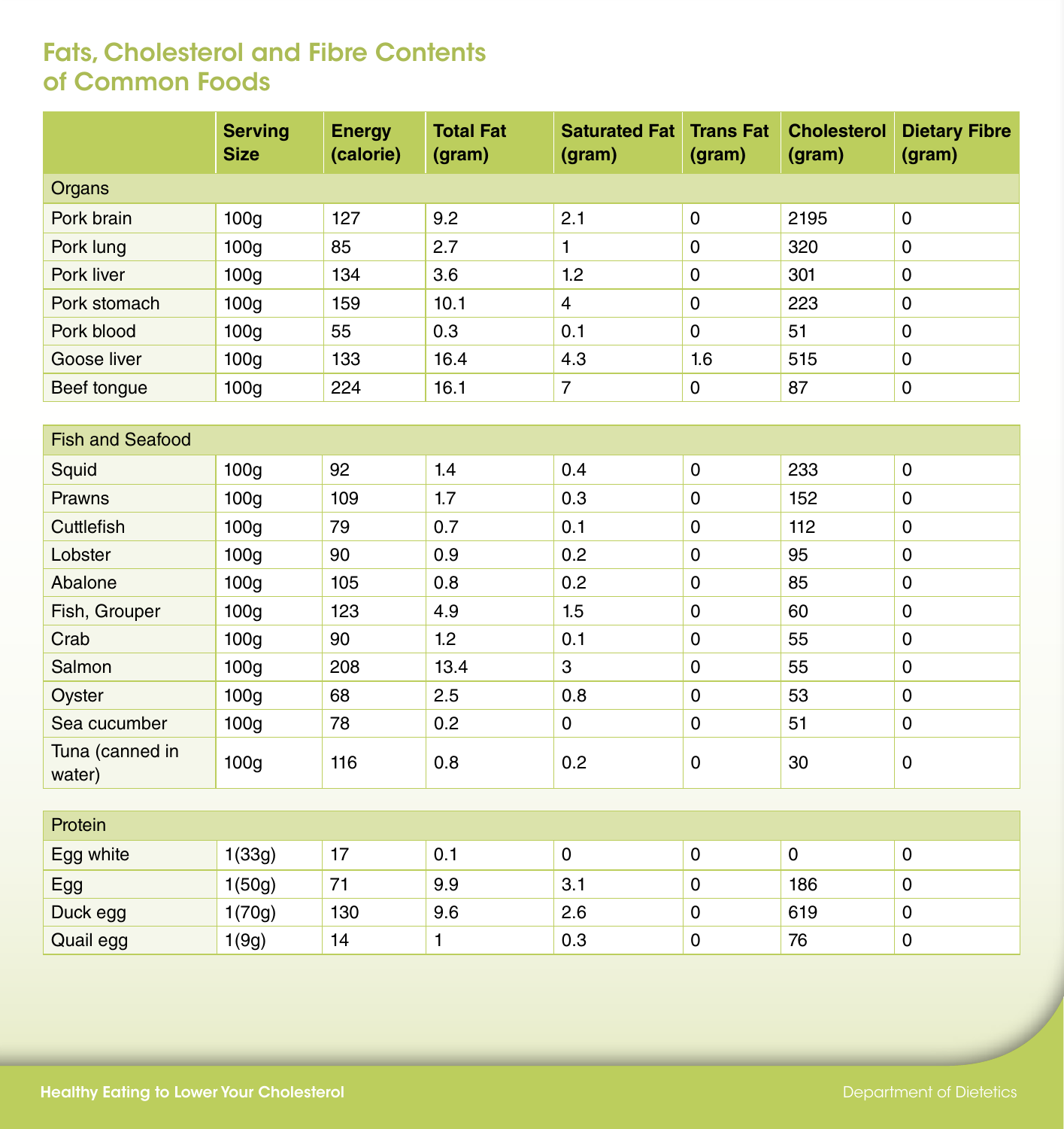# Fats, Cholesterol and Fibre Contents of Common Foods

| | Serving Size | Energy (calorie) | Total Fat (gram) | Saturated Fat (gram) | Trans Fat (gram) | Cholesterol (gram) | Dietary Fibre (gram) |
|---|---|---|---|---|---|---|---|
| **Organs** | | | | | | | |
| Pork brain | 100g | 127 | 9.2 | 2.1 | 0 | 2195 | 0 |
| Pork lung | 100g | 85 | 2.7 | 1 | 0 | 320 | 0 |
| Pork liver | 100g | 134 | 3.6 | 1.2 | 0 | 301 | 0 |
| Pork stomach | 100g | 159 | 10.1 | 4 | 0 | 223 | 0 |
| Pork blood | 100g | 55 | 0.3 | 0.1 | 0 | 51 | 0 |
| Goose liver | 100g | 133 | 16.4 | 4.3 | 1.6 | 515 | 0 |
| Beef tongue | 100g | 224 | 16.1 | 7 | 0 | 87 | 0 |
| **Fish and Seafood** | | | | | | | |
| Squid | 100g | 92 | 1.4 | 0.4 | 0 | 233 | 0 |
| Prawns | 100g | 109 | 1.7 | 0.3 | 0 | 152 | 0 |
| Cuttlefish | 100g | 79 | 0.7 | 0.1 | 0 | 112 | 0 |
| Lobster | 100g | 90 | 0.9 | 0.2 | 0 | 95 | 0 |
| Abalone | 100g | 105 | 0.8 | 0.2 | 0 | 85 | 0 |
| Fish, Grouper | 100g | 123 | 4.9 | 1.5 | 0 | 60 | 0 |
| Crab | 100g | 90 | 1.2 | 0.1 | 0 | 55 | 0 |
| Salmon | 100g | 208 | 13.4 | 3 | 0 | 55 | 0 |
| Oyster | 100g | 68 | 2.5 | 0.8 | 0 | 53 | 0 |
| Sea cucumber | 100g | 78 | 0.2 | 0 | 0 | 51 | 0 |
| Tuna (canned in water) | 100g | 116 | 0.8 | 0.2 | 0 | 30 | 0 |
| **Protein** | | | | | | | |
| Egg white | 1(33g) | 17 | 0.1 | 0 | 0 | 0 | 0 |
| Egg | 1(50g) | 71 | 9.9 | 3.1 | 0 | 186 | 0 |
| Duck egg | 1(70g) | 130 | 9.6 | 2.6 | 0 | 619 | 0 |
| Quail egg | 1(9g) | 14 | 1 | 0.3 | 0 | 76 | 0 |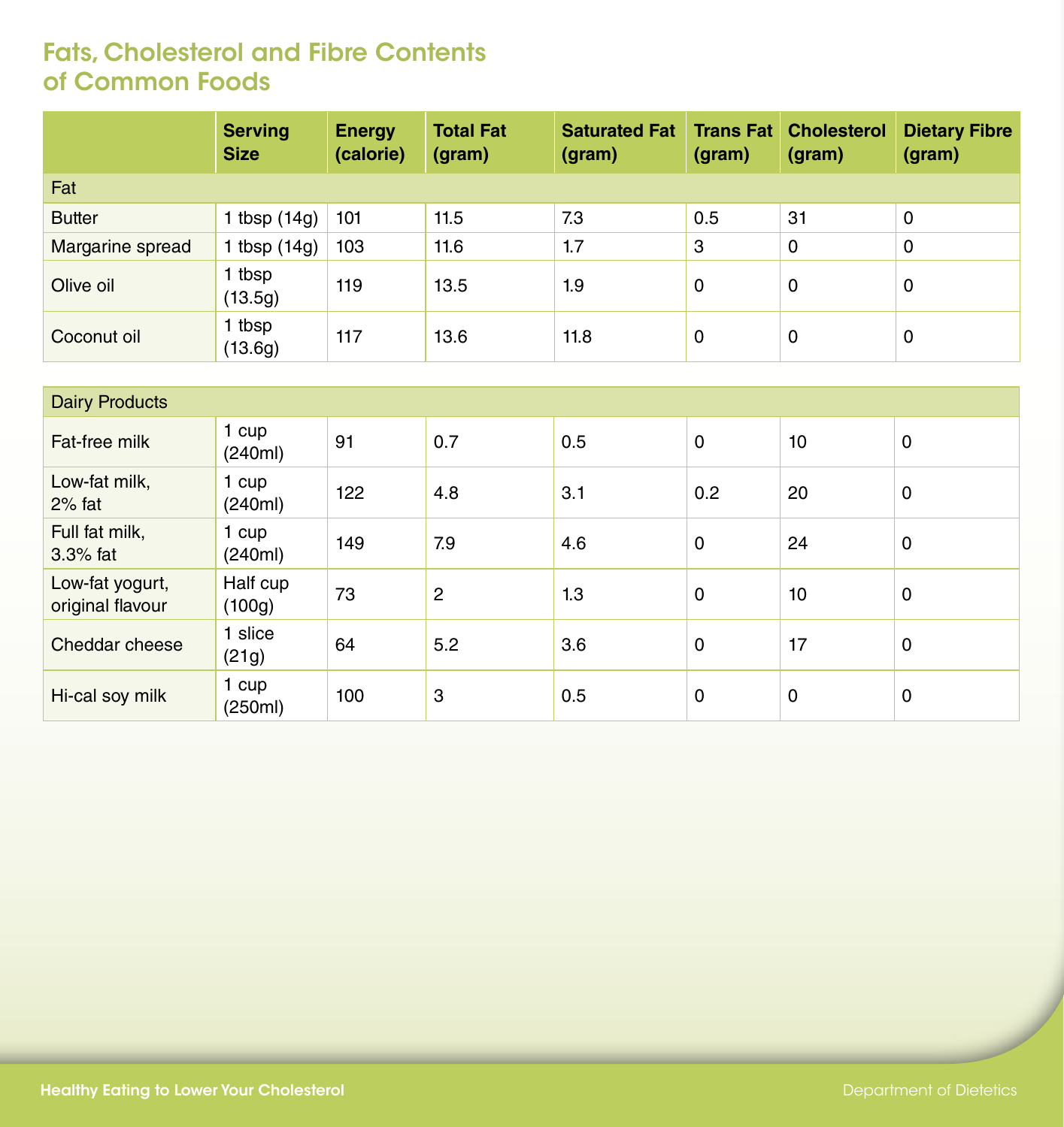# Fats, Cholesterol and Fibre Contents of Common Foods

| | Serving Size | Energy (calorie) | Total Fat (gram) | Saturated Fat (gram) | Trans Fat (gram) | Cholesterol (gram) | Dietary Fibre (gram) |
|---|---|---|---|---|---|---|---|
| **Fat** | | | | | | | |
| Butter | 1 tbsp (14g) | 101 | 11.5 | 7.3 | 0.5 | 31 | 0 |
| Margarine spread | 1 tbsp (14g) | 103 | 11.6 | 1.7 | 3 | 0 | 0 |
| Olive oil | 1 tbsp (13.5g) | 119 | 13.5 | 1.9 | 0 | 0 | 0 |
| Coconut oil | 1 tbsp (13.6g) | 117 | 13.6 | 11.8 | 0 | 0 | 0 |
| **Dairy Products** | | | | | | | |
| Fat-free milk | 1 cup (240ml) | 91 | 0.7 | 0.5 | 0 | 10 | 0 |
| Low-fat milk, 2% fat | 1 cup (240ml) | 122 | 4.8 | 3.1 | 0.2 | 20 | 0 |
| Full fat milk, 3.3% fat | 1 cup (240ml) | 149 | 7.9 | 4.6 | 0 | 24 | 0 |
| Low-fat yogurt, original flavour | Half cup (100g) | 73 | 2 | 1.3 | 0 | 10 | 0 |
| Cheddar cheese | 1 slice (21g) | 64 | 5.2 | 3.6 | 0 | 17 | 0 |
| Hi-cal soy milk | 1 cup (250ml) | 100 | 3 | 0.5 | 0 | 0 | 0 |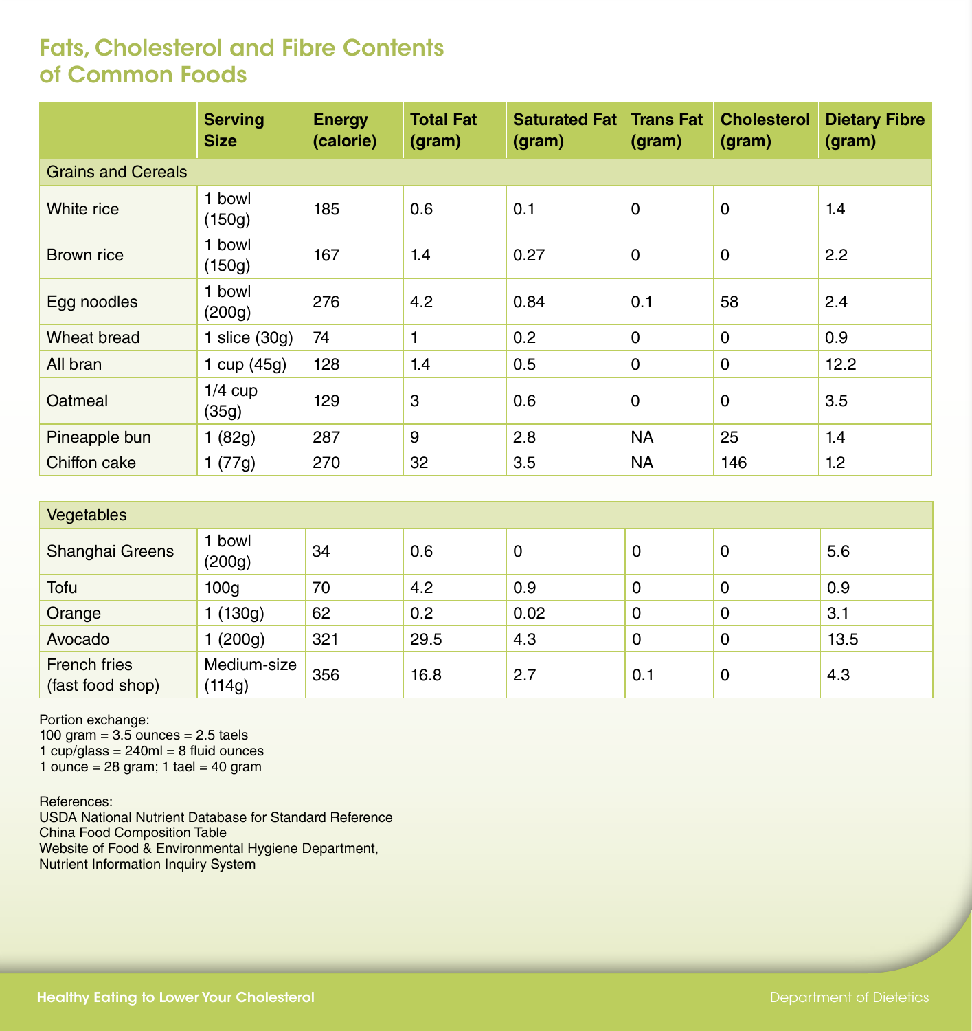# Fats, Cholesterol and Fibre Contents of Common Foods

| | Serving Size | Energy (calorie) | Total Fat (gram) | Saturated Fat (gram) | Trans Fat (gram) | Cholesterol (gram) | Dietary Fibre (gram) |
|---|---|---|---|---|---|---|---|
| **Grains and Cereals** | | | | | | | |
| White rice | 1 bowl (150g) | 185 | 0.6 | 0.1 | 0 | 0 | 1.4 |
| Brown rice | 1 bowl (150g) | 167 | 1.4 | 0.27 | 0 | 0 | 2.2 |
| Egg noodles | 1 bowl (200g) | 276 | 4.2 | 0.84 | 0.1 | 58 | 2.4 |
| Wheat bread | 1 slice (30g) | 74 | 1 | 0.2 | 0 | 0 | 0.9 |
| All bran | 1 cup (45g) | 128 | 1.4 | 0.5 | 0 | 0 | 12.2 |
| Oatmeal | 1/4 cup (35g) | 129 | 3 | 0.6 | 0 | 0 | 3.5 |
| Pineapple bun | 1 (82g) | 287 | 9 | 2.8 | NA | 25 | 1.4 |
| Chiffon cake | 1 (77g) | 270 | 32 | 3.5 | NA | 146 | 1.2 |
| **Vegetables** | | | | | | | |
| Shanghai Greens | 1 bowl (200g) | 34 | 0.6 | 0 | 0 | 0 | 5.6 |
| Tofu | 100g | 70 | 4.2 | 0.9 | 0 | 0 | 0.9 |
| Orange | 1 (130g) | 62 | 0.2 | 0.02 | 0 | 0 | 3.1 |
| Avocado | 1 (200g) | 321 | 29.5 | 4.3 | 0 | 0 | 13.5 |
| French fries (fast food shop) | Medium-size (114g) | 356 | 16.8 | 2.7 | 0.1 | 0 | 4.3 |

Portion exchange:
100 gram = 3.5 ounces = 2.5 taels
1 cup/glass = 240ml = 8 fluid ounces
1 ounce = 28 gram; 1 tael = 40 gram

References:
USDA National Nutrient Database for Standard Reference
China Food Composition Table
Website of Food & Environmental Hygiene Department, Nutrient Information Inquiry System